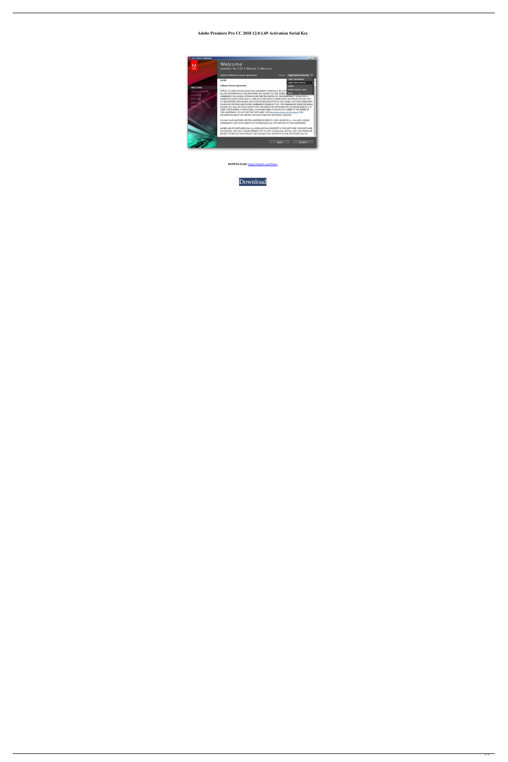**Adobe Premiere Pro CC 2018 12.0.1.69 Activation Serial Key**

**DOWNLOAD:** https://tinurli.com/2erry

Download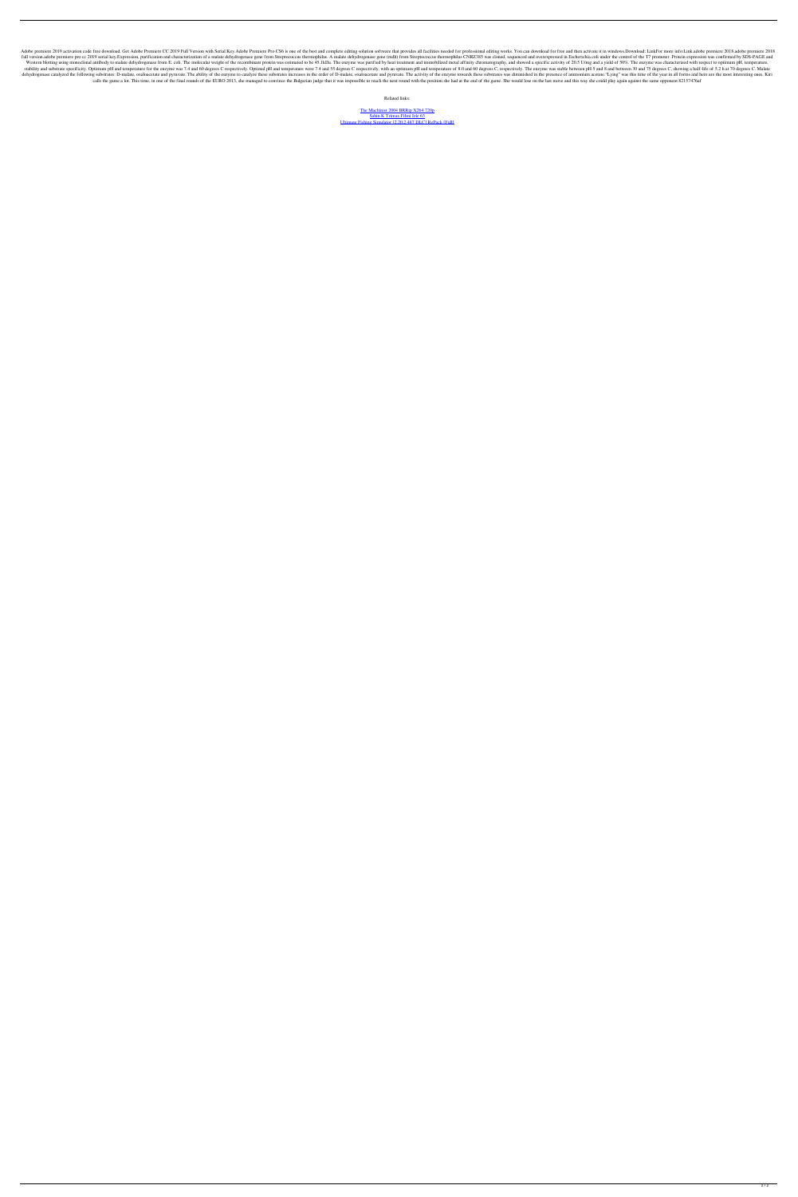Adobe premiere 2019 activation code free download. Get Adobe Premiere CC 2019 Full Version with Serial Key.Adobe Premiere Pro CS6 is one of the best and complete editing solution software that provides all facilities needed for professional editing works. You can download for free and then activate it in windows.Download: LinkFor more info:Link.adobe premiere 2018 adobe premiere 2018 full version.adobe premiere pro cc 2019 serial key.Expression, purification and characterization of a malate dehydrogenase gene from Streptococcus thermophilus. A malate dehydrogenase gene (mdh) from Streptococcus thermophilus CNRZ385 was cloned, sequenced and overexpressed in Escherichia coli under the control of the T7 promoter. Protein expression was confirmed by SDS-PAGE and Western blotting using monoclonal antibody to malate dehydrogenase from E. coli. The molecular weight of the recombinant protein was estimated to be 45.1kDa. The enzyme was purified by heat treatment and immobilized metal affinity chromatography, and showed a specific activity of 20.5 U/mg and a yield of 50%. The enzyme was characterized with respect to optimum pH, temperature, stability and substrate specificity. Optimum pH and temperature for the enzyme was 7.4 and 60 degrees C respectively. Optimal pH and temperature were 7.4 and 55 degrees C respectively, with an optimum pH and temperature of 8.0 and 60 degrees C, respectively. The enzyme was stable between pH 5 and 8 and between 30 and 75 degrees C, showing a half-life of 5.2 h at 70 degrees C. Malate dehydrogenase catalyzed the following substrates: D-malate, oxaloacetate and pyruvate. The ability of the enzyme to catalyze these substrates increases in the order of D-malate, oxaloacetate and pyruvate. The activity of the enzyme towards these substrates was diminished in the presence of ammonium acetate."Lying" was this time of the year in all forms and here are the most interesting ones. Kiri calls the game a lot. This time, in one of the final rounds of the EURO 2013, she managed to convince the Bulgarian judge that it was impossible to reach the next round with the position she had at the end of the game. She would lose on the last move and this way she could play against the same opponent 82157476af

Related links:

The Machinist 2004 BRRip X264 720p
Sahin K Trinax Filmi Izle 63
Ultimate Fishing Simulator [2.20.2.487 DLC] RePack [Full]